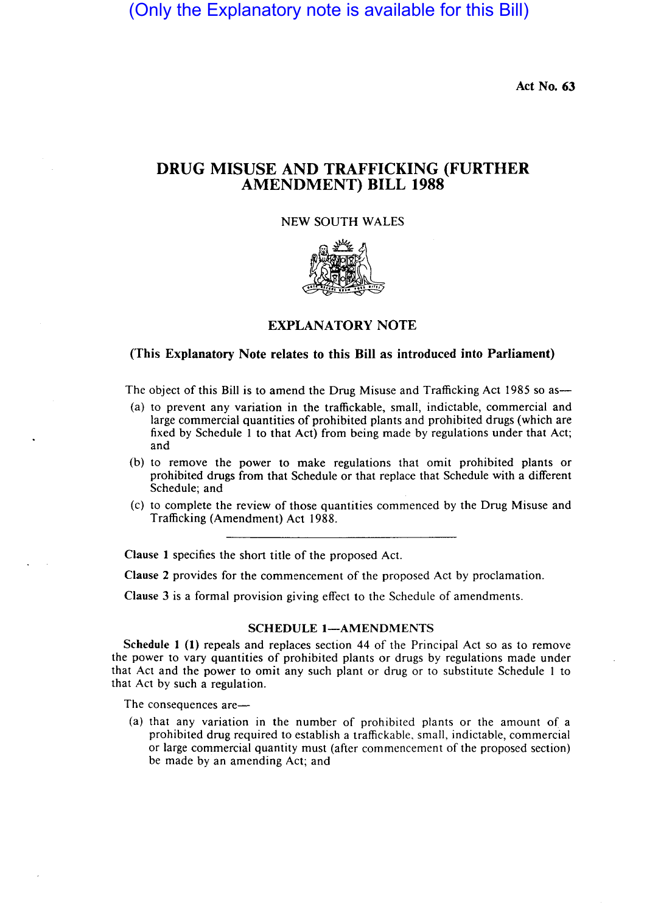(Only the Explanatory note is available for this Bill)

Act No. 63

# DRUG MISUSE AND TRAFFICKING (FURTHER AMENDMENT) BILL 1988

NEW SOUTH WALES

## EXPLANATORY NOTE

**(This Explanatory Note relates to this Bill as introduced into Parliament)**

The object of this Bill is to amend the Drug Misuse and Trafficking Act 1985 so as—

(a) to prevent any variation in the traffickable, small, indictable, commercial and large commercial quantities of prohibited plants and prohibited drugs (which are fixed by Schedule 1 to that Act) from being made by regulations under that Act; and

(b) to remove the power to make regulations that omit prohibited plants or prohibited drugs from that Schedule or that replace that Schedule with a different Schedule; and

(c) to complete the review of those quantities commenced by the Drug Misuse and Trafficking (Amendment) Act 1988.

---

**Clause 1** specifies the short title of the proposed Act.

**Clause 2** provides for the commencement of the proposed Act by proclamation.

**Clause 3** is a formal provision giving effect to the Schedule of amendments.

### SCHEDULE 1—AMENDMENTS

**Schedule 1 (1)** repeals and replaces section 44 of the Principal Act so as to remove the power to vary quantities of prohibited plants or drugs by regulations made under that Act and the power to omit any such plant or drug or to substitute Schedule 1 to that Act by such a regulation.

The consequences are—

(a) that any variation in the number of prohibited plants or the amount of a prohibited drug required to establish a traffickable, small, indictable, commercial or large commercial quantity must (after commencement of the proposed section) be made by an amending Act; and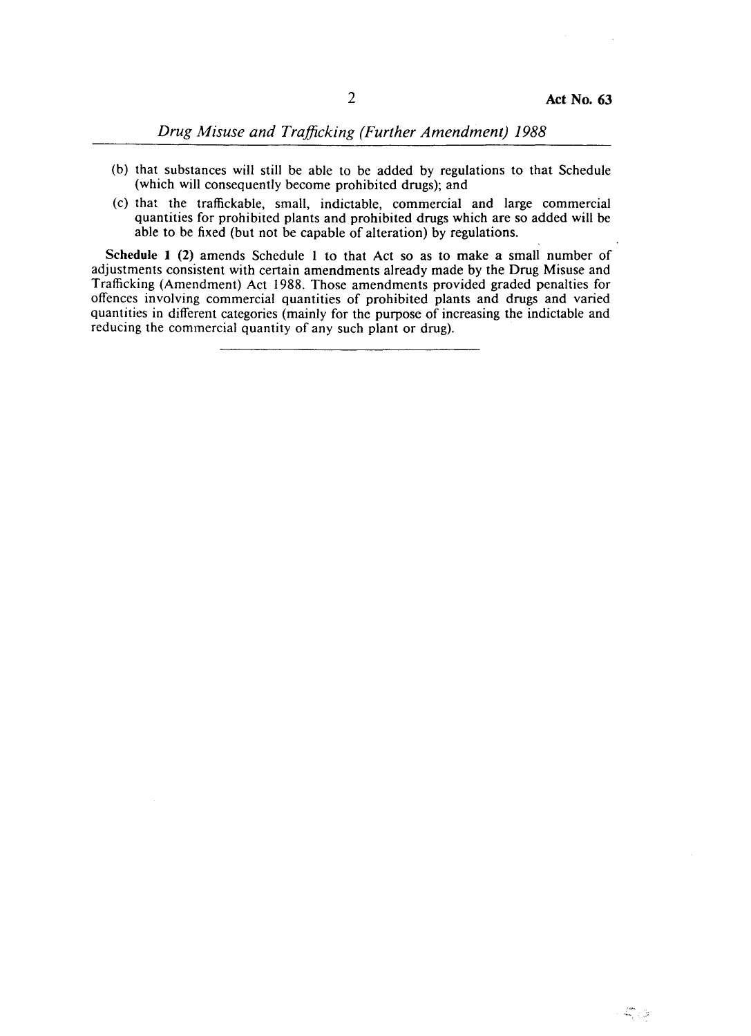(b) that substances will still be able to be added by regulations to that Schedule (which will consequently become prohibited drugs); and

(c) that the traffickable, small, indictable, commercial and large commercial quantities for prohibited plants and prohibited drugs which are so added will be able to be fixed (but not be capable of alteration) by regulations.

**Schedule 1 (2)** amends Schedule 1 to that Act so as to make a small number of adjustments consistent with certain amendments already made by the Drug Misuse and Trafficking (Amendment) Act 1988. Those amendments provided graded penalties for offences involving commercial quantities of prohibited plants and drugs and varied quantities in different categories (mainly for the purpose of increasing the indictable and reducing the commercial quantity of any such plant or drug).